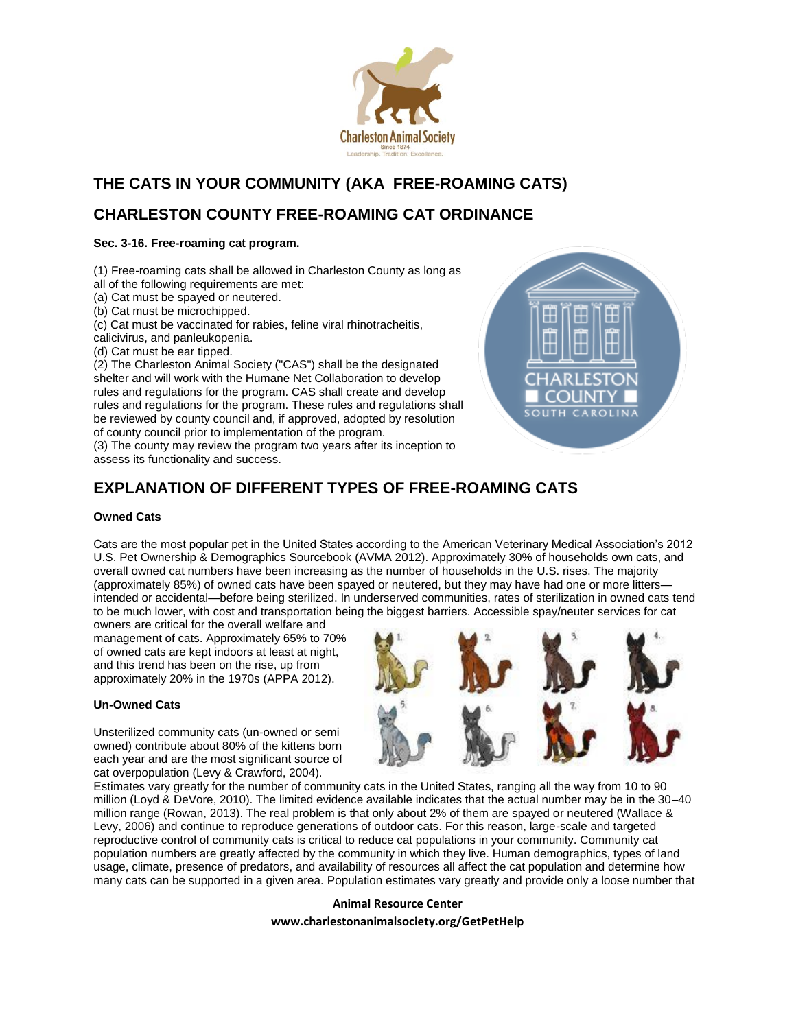# THE CATS IN YOUR COMMUNITY (AKA FREE-ROAMING CATS)

## CHARLESTON COUNTY FREE-ROAMING CAT ORDINANCE

**Sec. 3-16. Free-roaming cat program.**

(1) Free-roaming cats shall be allowed in Charleston County as long as all of the following requirements are met:
(a) Cat must be spayed or neutered.
(b) Cat must be microchipped.
(c) Cat must be vaccinated for rabies, feline viral rhinotracheitis, calicivirus, and panleukopenia.
(d) Cat must be ear tipped.
(2) The Charleston Animal Society ("CAS") shall be the designated shelter and will work with the Humane Net Collaboration to develop rules and regulations for the program. CAS shall create and develop rules and regulations for the program. These rules and regulations shall be reviewed by county council and, if approved, adopted by resolution of county council prior to implementation of the program.
(3) The county may review the program two years after its inception to assess its functionality and success.

## EXPLANATION OF DIFFERENT TYPES OF FREE-ROAMING CATS

**Owned Cats**

Cats are the most popular pet in the United States according to the American Veterinary Medical Association's 2012 U.S. Pet Ownership & Demographics Sourcebook (AVMA 2012). Approximately 30% of households own cats, and overall owned cat numbers have been increasing as the number of households in the U.S. rises. The majority (approximately 85%) of owned cats have been spayed or neutered, but they may have had one or more litters—intended or accidental—before being sterilized. In underserved communities, rates of sterilization in owned cats tend to be much lower, with cost and transportation being the biggest barriers. Accessible spay/neuter services for cat owners are critical for the overall welfare and management of cats. Approximately 65% to 70% of owned cats are kept indoors at least at night, and this trend has been on the rise, up from approximately 20% in the 1970s (APPA 2012).

**Un-Owned Cats**

Unsterilized community cats (un-owned or semi owned) contribute about 80% of the kittens born each year and are the most significant source of cat overpopulation (Levy & Crawford, 2004).
Estimates vary greatly for the number of community cats in the United States, ranging all the way from 10 to 90 million (Loyd & DeVore, 2010). The limited evidence available indicates that the actual number may be in the 30–40 million range (Rowan, 2013). The real problem is that only about 2% of them are spayed or neutered (Wallace & Levy, 2006) and continue to reproduce generations of outdoor cats. For this reason, large-scale and targeted reproductive control of community cats is critical to reduce cat populations in your community. Community cat population numbers are greatly affected by the community in which they live. Human demographics, types of land usage, climate, presence of predators, and availability of resources all affect the cat population and determine how many cats can be supported in a given area. Population estimates vary greatly and provide only a loose number that

**Animal Resource Center**
**www.charlestonanimalsociety.org/GetPetHelp**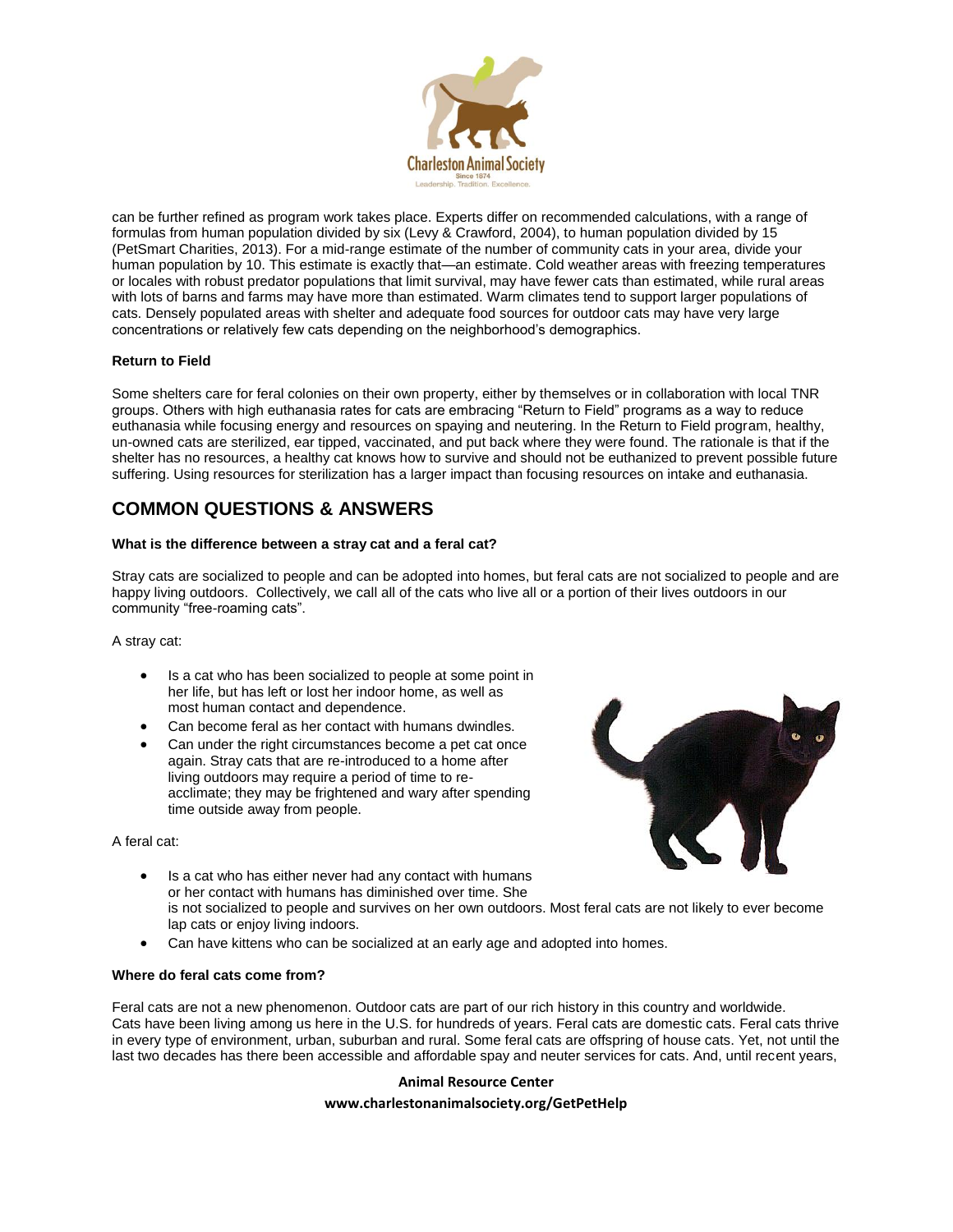can be further refined as program work takes place. Experts differ on recommended calculations, with a range of formulas from human population divided by six (Levy & Crawford, 2004), to human population divided by 15 (PetSmart Charities, 2013). For a mid-range estimate of the number of community cats in your area, divide your human population by 10. This estimate is exactly that—an estimate. Cold weather areas with freezing temperatures or locales with robust predator populations that limit survival, may have fewer cats than estimated, while rural areas with lots of barns and farms may have more than estimated. Warm climates tend to support larger populations of cats. Densely populated areas with shelter and adequate food sources for outdoor cats may have very large concentrations or relatively few cats depending on the neighborhood's demographics.

**Return to Field**

Some shelters care for feral colonies on their own property, either by themselves or in collaboration with local TNR groups. Others with high euthanasia rates for cats are embracing "Return to Field" programs as a way to reduce euthanasia while focusing energy and resources on spaying and neutering. In the Return to Field program, healthy, un-owned cats are sterilized, ear tipped, vaccinated, and put back where they were found. The rationale is that if the shelter has no resources, a healthy cat knows how to survive and should not be euthanized to prevent possible future suffering. Using resources for sterilization has a larger impact than focusing resources on intake and euthanasia.

## COMMON QUESTIONS & ANSWERS

**What is the difference between a stray cat and a feral cat?**

Stray cats are socialized to people and can be adopted into homes, but feral cats are not socialized to people and are happy living outdoors. Collectively, we call all of the cats who live all or a portion of their lives outdoors in our community "free-roaming cats".

A stray cat:

- Is a cat who has been socialized to people at some point in her life, but has left or lost her indoor home, as well as most human contact and dependence.
- Can become feral as her contact with humans dwindles.
- Can under the right circumstances become a pet cat once again. Stray cats that are re-introduced to a home after living outdoors may require a period of time to re-acclimate; they may be frightened and wary after spending time outside away from people.

A feral cat:

- Is a cat who has either never had any contact with humans or her contact with humans has diminished over time. She is not socialized to people and survives on her own outdoors. Most feral cats are not likely to ever become lap cats or enjoy living indoors.
- Can have kittens who can be socialized at an early age and adopted into homes.

**Where do feral cats come from?**

Feral cats are not a new phenomenon. Outdoor cats are part of our rich history in this country and worldwide. Cats have been living among us here in the U.S. for hundreds of years. Feral cats are domestic cats. Feral cats thrive in every type of environment, urban, suburban and rural. Some feral cats are offspring of house cats. Yet, not until the last two decades has there been accessible and affordable spay and neuter services for cats. And, until recent years,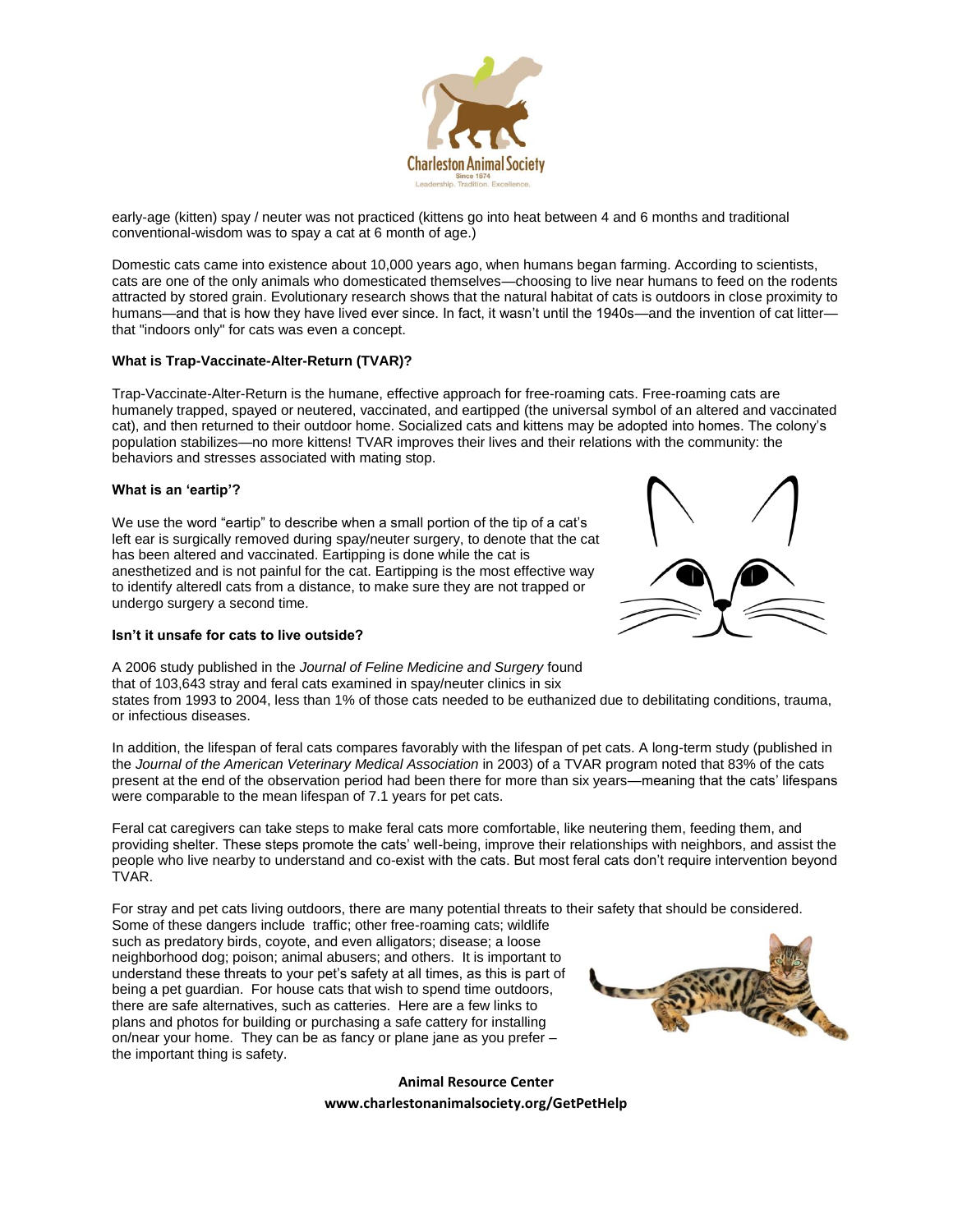early-age (kitten) spay / neuter was not practiced (kittens go into heat between 4 and 6 months and traditional conventional-wisdom was to spay a cat at 6 month of age.)

Domestic cats came into existence about 10,000 years ago, when humans began farming. According to scientists, cats are one of the only animals who domesticated themselves—choosing to live near humans to feed on the rodents attracted by stored grain. Evolutionary research shows that the natural habitat of cats is outdoors in close proximity to humans—and that is how they have lived ever since. In fact, it wasn't until the 1940s—and the invention of cat litter—that "indoors only" for cats was even a concept.

**What is Trap-Vaccinate-Alter-Return (TVAR)?**

Trap-Vaccinate-Alter-Return is the humane, effective approach for free-roaming cats. Free-roaming cats are humanely trapped, spayed or neutered, vaccinated, and eartipped (the universal symbol of an altered and vaccinated cat), and then returned to their outdoor home. Socialized cats and kittens may be adopted into homes. The colony's population stabilizes—no more kittens! TVAR improves their lives and their relations with the community: the behaviors and stresses associated with mating stop.

**What is an 'eartip'?**

We use the word "eartip" to describe when a small portion of the tip of a cat's left ear is surgically removed during spay/neuter surgery, to denote that the cat has been altered and vaccinated. Eartipping is done while the cat is anesthetized and is not painful for the cat. Eartipping is the most effective way to identify alteredl cats from a distance, to make sure they are not trapped or undergo surgery a second time.

**Isn't it unsafe for cats to live outside?**

A 2006 study published in the *Journal of Feline Medicine and Surgery* found that of 103,643 stray and feral cats examined in spay/neuter clinics in six states from 1993 to 2004, less than 1% of those cats needed to be euthanized due to debilitating conditions, trauma, or infectious diseases.

In addition, the lifespan of feral cats compares favorably with the lifespan of pet cats. A long-term study (published in the *Journal of the American Veterinary Medical Association* in 2003) of a TVAR program noted that 83% of the cats present at the end of the observation period had been there for more than six years—meaning that the cats' lifespans were comparable to the mean lifespan of 7.1 years for pet cats.

Feral cat caregivers can take steps to make feral cats more comfortable, like neutering them, feeding them, and providing shelter. These steps promote the cats' well-being, improve their relationships with neighbors, and assist the people who live nearby to understand and co-exist with the cats. But most feral cats don't require intervention beyond TVAR.

For stray and pet cats living outdoors, there are many potential threats to their safety that should be considered. Some of these dangers include traffic; other free-roaming cats; wildlife such as predatory birds, coyote, and even alligators; disease; a loose neighborhood dog; poison; animal abusers; and others. It is important to understand these threats to your pet's safety at all times, as this is part of being a pet guardian. For house cats that wish to spend time outdoors, there are safe alternatives, such as catteries. Here are a few links to plans and photos for building or purchasing a safe cattery for installing on/near your home. They can be as fancy or plane jane as you prefer – the important thing is safety.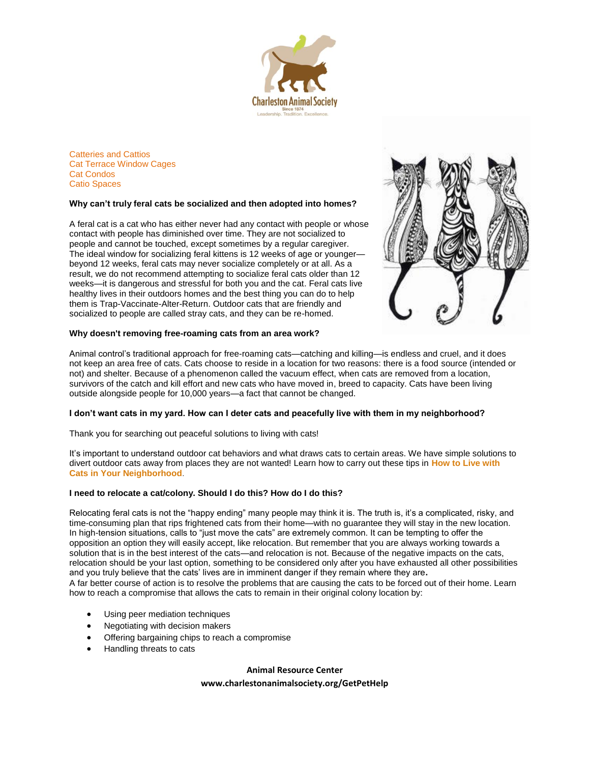Catteries and Cattios
Cat Terrace Window Cages
Cat Condos
Catio Spaces

**Why can't truly feral cats be socialized and then adopted into homes?**

A feral cat is a cat who has either never had any contact with people or whose contact with people has diminished over time. They are not socialized to people and cannot be touched, except sometimes by a regular caregiver. The ideal window for socializing feral kittens is 12 weeks of age or younger—beyond 12 weeks, feral cats may never socialize completely or at all. As a result, we do not recommend attempting to socialize feral cats older than 12 weeks—it is dangerous and stressful for both you and the cat. Feral cats live healthy lives in their outdoors homes and the best thing you can do to help them is Trap-Vaccinate-Alter-Return. Outdoor cats that are friendly and socialized to people are called stray cats, and they can be re-homed.

**Why doesn't removing free-roaming cats from an area work?**

Animal control's traditional approach for free-roaming cats—catching and killing—is endless and cruel, and it does not keep an area free of cats. Cats choose to reside in a location for two reasons: there is a food source (intended or not) and shelter. Because of a phenomenon called the vacuum effect, when cats are removed from a location, survivors of the catch and kill effort and new cats who have moved in, breed to capacity. Cats have been living outside alongside people for 10,000 years—a fact that cannot be changed.

**I don't want cats in my yard. How can I deter cats and peacefully live with them in my neighborhood?**

Thank you for searching out peaceful solutions to living with cats!

It's important to understand outdoor cat behaviors and what draws cats to certain areas. We have simple solutions to divert outdoor cats away from places they are not wanted! Learn how to carry out these tips in **How to Live with Cats in Your Neighborhood**.

**I need to relocate a cat/colony. Should I do this? How do I do this?**

Relocating feral cats is not the "happy ending" many people may think it is. The truth is, it's a complicated, risky, and time-consuming plan that rips frightened cats from their home—with no guarantee they will stay in the new location. In high-tension situations, calls to "just move the cats" are extremely common. It can be tempting to offer the opposition an option they will easily accept, like relocation. But remember that you are always working towards a solution that is in the best interest of the cats—and relocation is not. Because of the negative impacts on the cats, relocation should be your last option, something to be considered only after you have exhausted all other possibilities and you truly believe that the cats' lives are in imminent danger if they remain where they are**.**
A far better course of action is to resolve the problems that are causing the cats to be forced out of their home. Learn how to reach a compromise that allows the cats to remain in their original colony location by:

- Using peer mediation techniques
- Negotiating with decision makers
- Offering bargaining chips to reach a compromise
- Handling threats to cats

**Animal Resource Center**
**www.charlestonanimalsociety.org/GetPetHelp**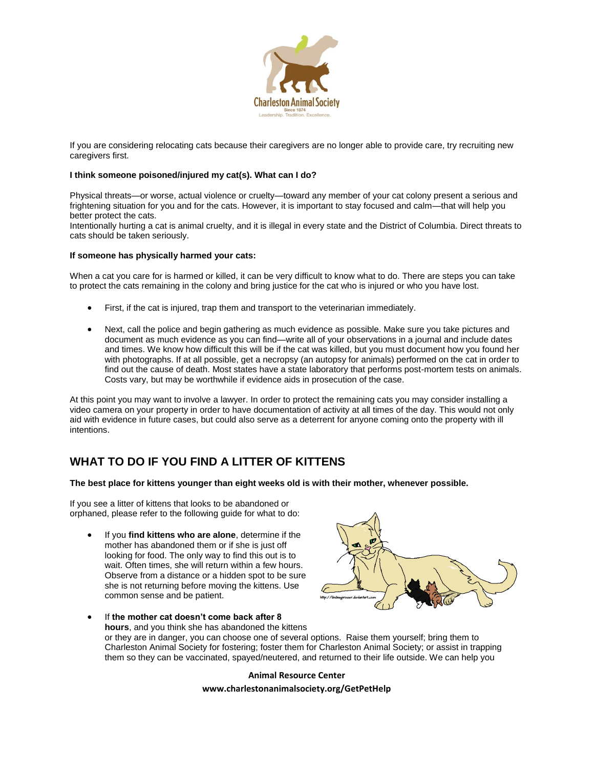If you are considering relocating cats because their caregivers are no longer able to provide care, try recruiting new caregivers first.

**I think someone poisoned/injured my cat(s). What can I do?**

Physical threats—or worse, actual violence or cruelty—toward any member of your cat colony present a serious and frightening situation for you and for the cats. However, it is important to stay focused and calm—that will help you better protect the cats.
Intentionally hurting a cat is animal cruelty, and it is illegal in every state and the District of Columbia. Direct threats to cats should be taken seriously.

**If someone has physically harmed your cats:**

When a cat you care for is harmed or killed, it can be very difficult to know what to do. There are steps you can take to protect the cats remaining in the colony and bring justice for the cat who is injured or who you have lost.

- First, if the cat is injured, trap them and transport to the veterinarian immediately.
- Next, call the police and begin gathering as much evidence as possible. Make sure you take pictures and document as much evidence as you can find—write all of your observations in a journal and include dates and times. We know how difficult this will be if the cat was killed, but you must document how you found her with photographs. If at all possible, get a necropsy (an autopsy for animals) performed on the cat in order to find out the cause of death. Most states have a state laboratory that performs post-mortem tests on animals. Costs vary, but may be worthwhile if evidence aids in prosecution of the case.

At this point you may want to involve a lawyer. In order to protect the remaining cats you may consider installing a video camera on your property in order to have documentation of activity at all times of the day. This would not only aid with evidence in future cases, but could also serve as a deterrent for anyone coming onto the property with ill intentions.

## WHAT TO DO IF YOU FIND A LITTER OF KITTENS

**The best place for kittens younger than eight weeks old is with their mother, whenever possible.**

If you see a litter of kittens that looks to be abandoned or orphaned, please refer to the following guide for what to do:

- If you **find kittens who are alone**, determine if the mother has abandoned them or if she is just off looking for food. The only way to find this out is to wait. Often times, she will return within a few hours. Observe from a distance or a hidden spot to be sure she is not returning before moving the kittens. Use common sense and be patient.
- If **the mother cat doesn't come back after 8 hours**, and you think she has abandoned the kittens or they are in danger, you can choose one of several options. Raise them yourself; bring them to Charleston Animal Society for fostering; foster them for Charleston Animal Society; or assist in trapping them so they can be vaccinated, spayed/neutered, and returned to their life outside. We can help you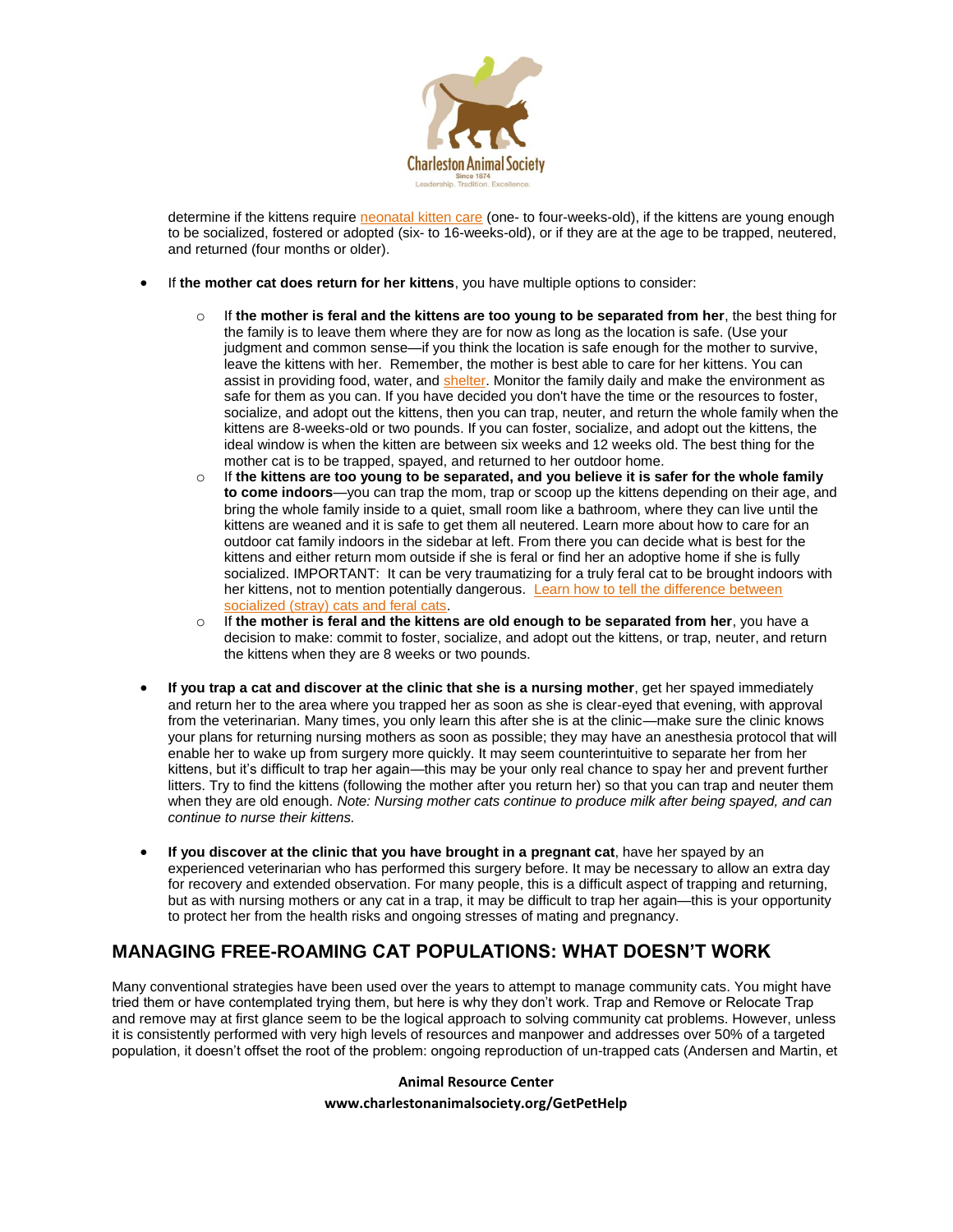determine if the kittens require [neonatal kitten care](#) (one- to four-weeks-old), if the kittens are young enough to be socialized, fostered or adopted (six- to 16-weeks-old), or if they are at the age to be trapped, neutered, and returned (four months or older).

- If **the mother cat does return for her kittens**, you have multiple options to consider:
  - If **the mother is feral and the kittens are too young to be separated from her**, the best thing for the family is to leave them where they are for now as long as the location is safe. (Use your judgment and common sense—if you think the location is safe enough for the mother to survive, leave the kittens with her. Remember, the mother is best able to care for her kittens. You can assist in providing food, water, and [shelter](#). Monitor the family daily and make the environment as safe for them as you can. If you have decided you don't have the time or the resources to foster, socialize, and adopt out the kittens, then you can trap, neuter, and return the whole family when the kittens are 8-weeks-old or two pounds. If you can foster, socialize, and adopt out the kittens, the ideal window is when the kitten are between six weeks and 12 weeks old. The best thing for the mother cat is to be trapped, spayed, and returned to her outdoor home.
  - If **the kittens are too young to be separated, and you believe it is safer for the whole family to come indoors**—you can trap the mom, trap or scoop up the kittens depending on their age, and bring the whole family inside to a quiet, small room like a bathroom, where they can live until the kittens are weaned and it is safe to get them all neutered. Learn more about how to care for an outdoor cat family indoors in the sidebar at left. From there you can decide what is best for the kittens and either return mom outside if she is feral or find her an adoptive home if she is fully socialized. IMPORTANT: It can be very traumatizing for a truly feral cat to be brought indoors with her kittens, not to mention potentially dangerous. [Learn how to tell the difference between socialized (stray) cats and feral cats](#).
  - If **the mother is feral and the kittens are old enough to be separated from her**, you have a decision to make: commit to foster, socialize, and adopt out the kittens, or trap, neuter, and return the kittens when they are 8 weeks or two pounds.

- **If you trap a cat and discover at the clinic that she is a nursing mother**, get her spayed immediately and return her to the area where you trapped her as soon as she is clear-eyed that evening, with approval from the veterinarian. Many times, you only learn this after she is at the clinic—make sure the clinic knows your plans for returning nursing mothers as soon as possible; they may have an anesthesia protocol that will enable her to wake up from surgery more quickly. It may seem counterintuitive to separate her from her kittens, but it's difficult to trap her again—this may be your only real chance to spay her and prevent further litters. Try to find the kittens (following the mother after you return her) so that you can trap and neuter them when they are old enough. *Note: Nursing mother cats continue to produce milk after being spayed, and can continue to nurse their kittens.*

- **If you discover at the clinic that you have brought in a pregnant cat**, have her spayed by an experienced veterinarian who has performed this surgery before. It may be necessary to allow an extra day for recovery and extended observation. For many people, this is a difficult aspect of trapping and returning, but as with nursing mothers or any cat in a trap, it may be difficult to trap her again—this is your opportunity to protect her from the health risks and ongoing stresses of mating and pregnancy.

## MANAGING FREE-ROAMING CAT POPULATIONS: WHAT DOESN'T WORK

Many conventional strategies have been used over the years to attempt to manage community cats. You might have tried them or have contemplated trying them, but here is why they don't work. Trap and Remove or Relocate Trap and remove may at first glance seem to be the logical approach to solving community cat problems. However, unless it is consistently performed with very high levels of resources and manpower and addresses over 50% of a targeted population, it doesn't offset the root of the problem: ongoing reproduction of un-trapped cats (Andersen and Martin, et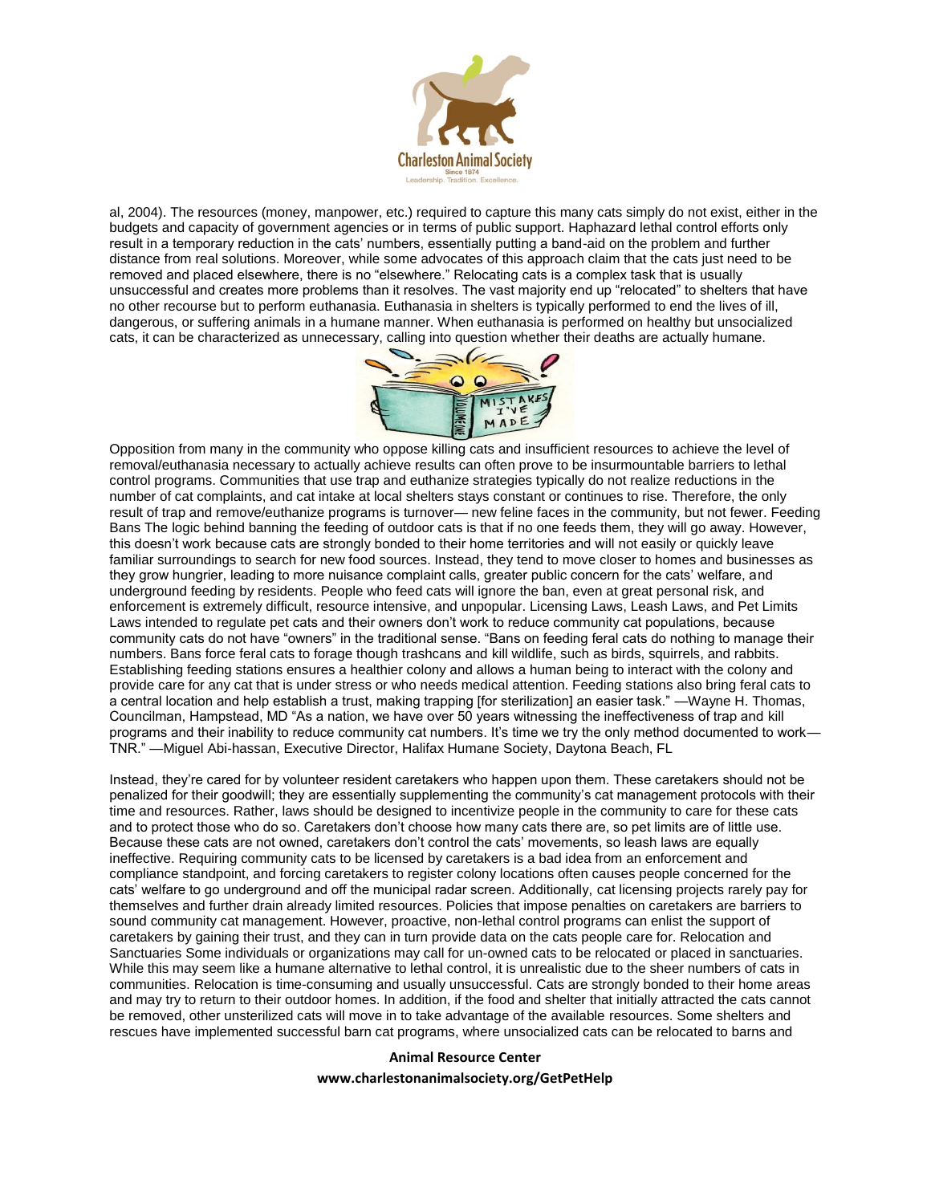al, 2004). The resources (money, manpower, etc.) required to capture this many cats simply do not exist, either in the budgets and capacity of government agencies or in terms of public support. Haphazard lethal control efforts only result in a temporary reduction in the cats' numbers, essentially putting a band-aid on the problem and further distance from real solutions. Moreover, while some advocates of this approach claim that the cats just need to be removed and placed elsewhere, there is no "elsewhere." Relocating cats is a complex task that is usually unsuccessful and creates more problems than it resolves. The vast majority end up "relocated" to shelters that have no other recourse but to perform euthanasia. Euthanasia in shelters is typically performed to end the lives of ill, dangerous, or suffering animals in a humane manner. When euthanasia is performed on healthy but unsocialized cats, it can be characterized as unnecessary, calling into question whether their deaths are actually humane.

Opposition from many in the community who oppose killing cats and insufficient resources to achieve the level of removal/euthanasia necessary to actually achieve results can often prove to be insurmountable barriers to lethal control programs. Communities that use trap and euthanize strategies typically do not realize reductions in the number of cat complaints, and cat intake at local shelters stays constant or continues to rise. Therefore, the only result of trap and remove/euthanize programs is turnover— new feline faces in the community, but not fewer. Feeding Bans The logic behind banning the feeding of outdoor cats is that if no one feeds them, they will go away. However, this doesn't work because cats are strongly bonded to their home territories and will not easily or quickly leave familiar surroundings to search for new food sources. Instead, they tend to move closer to homes and businesses as they grow hungrier, leading to more nuisance complaint calls, greater public concern for the cats' welfare, and underground feeding by residents. People who feed cats will ignore the ban, even at great personal risk, and enforcement is extremely difficult, resource intensive, and unpopular. Licensing Laws, Leash Laws, and Pet Limits Laws intended to regulate pet cats and their owners don't work to reduce community cat populations, because community cats do not have "owners" in the traditional sense. "Bans on feeding feral cats do nothing to manage their numbers. Bans force feral cats to forage though trashcans and kill wildlife, such as birds, squirrels, and rabbits. Establishing feeding stations ensures a healthier colony and allows a human being to interact with the colony and provide care for any cat that is under stress or who needs medical attention. Feeding stations also bring feral cats to a central location and help establish a trust, making trapping [for sterilization] an easier task." —Wayne H. Thomas, Councilman, Hampstead, MD "As a nation, we have over 50 years witnessing the ineffectiveness of trap and kill programs and their inability to reduce community cat numbers. It's time we try the only method documented to work—TNR." —Miguel Abi-hassan, Executive Director, Halifax Humane Society, Daytona Beach, FL

Instead, they're cared for by volunteer resident caretakers who happen upon them. These caretakers should not be penalized for their goodwill; they are essentially supplementing the community's cat management protocols with their time and resources. Rather, laws should be designed to incentivize people in the community to care for these cats and to protect those who do so. Caretakers don't choose how many cats there are, so pet limits are of little use. Because these cats are not owned, caretakers don't control the cats' movements, so leash laws are equally ineffective. Requiring community cats to be licensed by caretakers is a bad idea from an enforcement and compliance standpoint, and forcing caretakers to register colony locations often causes people concerned for the cats' welfare to go underground and off the municipal radar screen. Additionally, cat licensing projects rarely pay for themselves and further drain already limited resources. Policies that impose penalties on caretakers are barriers to sound community cat management. However, proactive, non-lethal control programs can enlist the support of caretakers by gaining their trust, and they can in turn provide data on the cats people care for. Relocation and Sanctuaries Some individuals or organizations may call for un-owned cats to be relocated or placed in sanctuaries. While this may seem like a humane alternative to lethal control, it is unrealistic due to the sheer numbers of cats in communities. Relocation is time-consuming and usually unsuccessful. Cats are strongly bonded to their home areas and may try to return to their outdoor homes. In addition, if the food and shelter that initially attracted the cats cannot be removed, other unsterilized cats will move in to take advantage of the available resources. Some shelters and rescues have implemented successful barn cat programs, where unsocialized cats can be relocated to barns and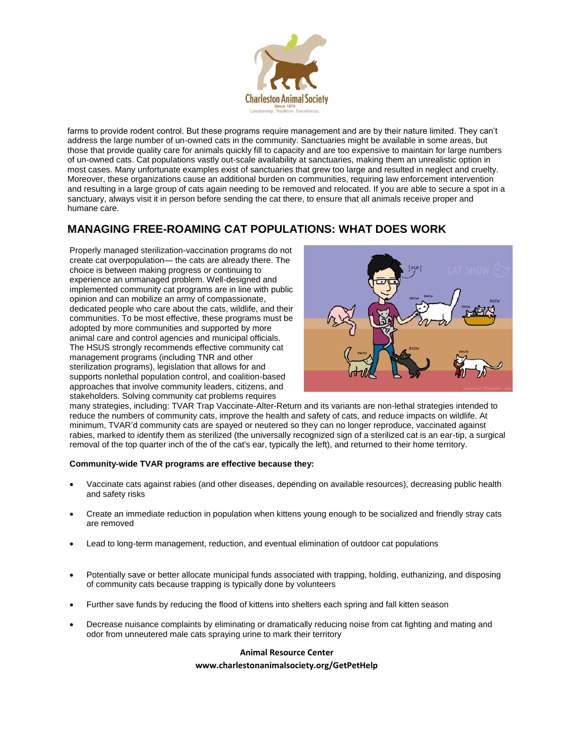farms to provide rodent control. But these programs require management and are by their nature limited. They can't address the large number of un-owned cats in the community. Sanctuaries might be available in some areas, but those that provide quality care for animals quickly fill to capacity and are too expensive to maintain for large numbers of un-owned cats. Cat populations vastly out-scale availability at sanctuaries, making them an unrealistic option in most cases. Many unfortunate examples exist of sanctuaries that grew too large and resulted in neglect and cruelty. Moreover, these organizations cause an additional burden on communities, requiring law enforcement intervention and resulting in a large group of cats again needing to be removed and relocated. If you are able to secure a spot in a sanctuary, always visit it in person before sending the cat there, to ensure that all animals receive proper and humane care.

## MANAGING FREE-ROAMING CAT POPULATIONS: WHAT DOES WORK

Properly managed sterilization-vaccination programs do not create cat overpopulation— the cats are already there. The choice is between making progress or continuing to experience an unmanaged problem. Well-designed and implemented community cat programs are in line with public opinion and can mobilize an army of compassionate, dedicated people who care about the cats, wildlife, and their communities. To be most effective, these programs must be adopted by more communities and supported by more animal care and control agencies and municipal officials. The HSUS strongly recommends effective community cat management programs (including TNR and other sterilization programs), legislation that allows for and supports nonlethal population control, and coalition-based approaches that involve community leaders, citizens, and stakeholders. Solving community cat problems requires many strategies, including: TVAR Trap Vaccinate-Alter-Return and its variants are non-lethal strategies intended to reduce the numbers of community cats, improve the health and safety of cats, and reduce impacts on wildlife. At minimum, TVAR'd community cats are spayed or neutered so they can no longer reproduce, vaccinated against rabies, marked to identify them as sterilized (the universally recognized sign of a sterilized cat is an ear-tip, a surgical removal of the top quarter inch of the of the cat's ear, typically the left), and returned to their home territory.

**Community-wide TVAR programs are effective because they:**

- Vaccinate cats against rabies (and other diseases, depending on available resources), decreasing public health and safety risks
- Create an immediate reduction in population when kittens young enough to be socialized and friendly stray cats are removed
- Lead to long-term management, reduction, and eventual elimination of outdoor cat populations
- Potentially save or better allocate municipal funds associated with trapping, holding, euthanizing, and disposing of community cats because trapping is typically done by volunteers
- Further save funds by reducing the flood of kittens into shelters each spring and fall kitten season
- Decrease nuisance complaints by eliminating or dramatically reducing noise from cat fighting and mating and odor from unneutered male cats spraying urine to mark their territory

**Animal Resource Center**
**www.charlestonanimalsociety.org/GetPetHelp**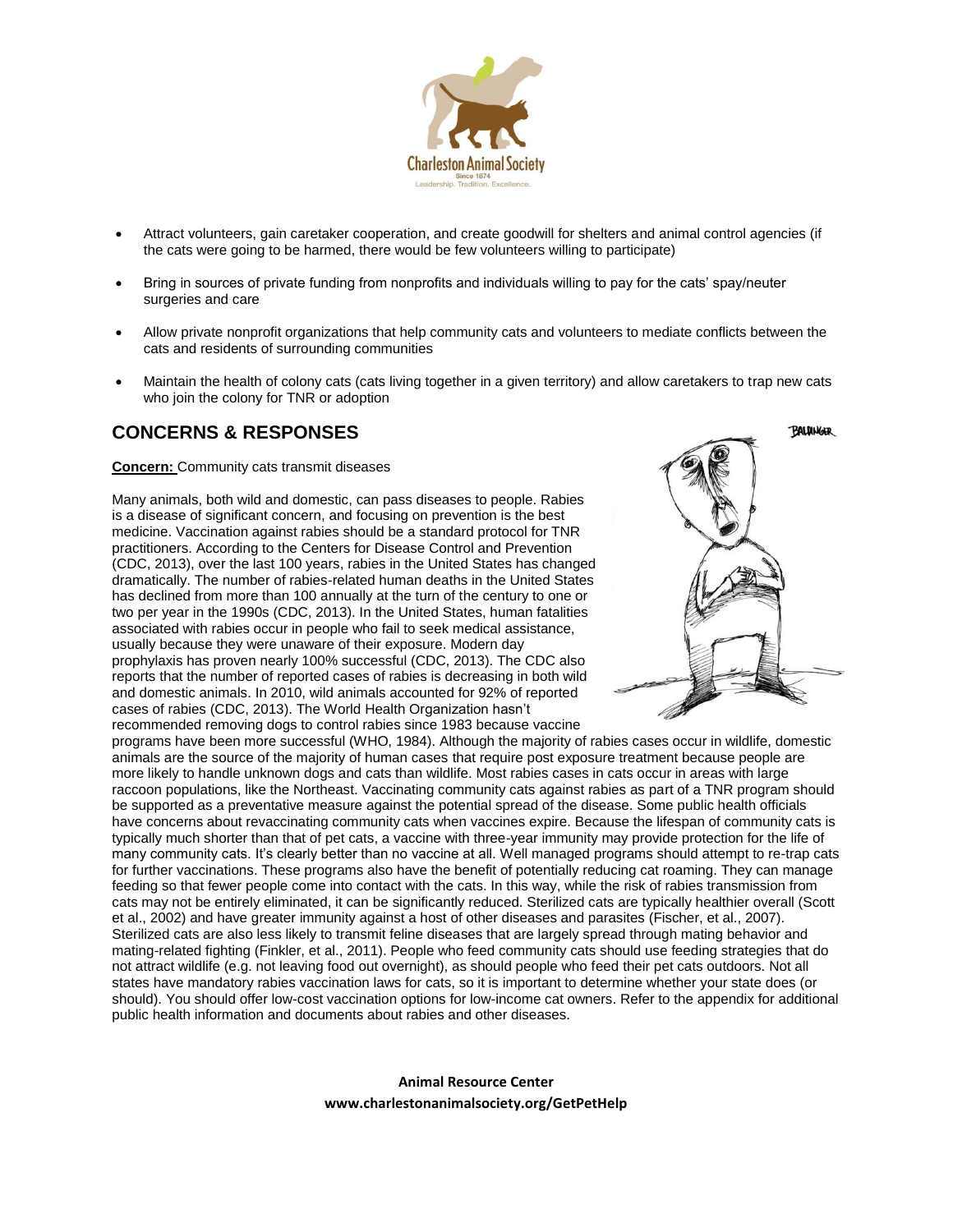- Attract volunteers, gain caretaker cooperation, and create goodwill for shelters and animal control agencies (if the cats were going to be harmed, there would be few volunteers willing to participate)
- Bring in sources of private funding from nonprofits and individuals willing to pay for the cats' spay/neuter surgeries and care
- Allow private nonprofit organizations that help community cats and volunteers to mediate conflicts between the cats and residents of surrounding communities
- Maintain the health of colony cats (cats living together in a given territory) and allow caretakers to trap new cats who join the colony for TNR or adoption

## CONCERNS & RESPONSES

**Concern:** Community cats transmit diseases

Many animals, both wild and domestic, can pass diseases to people. Rabies is a disease of significant concern, and focusing on prevention is the best medicine. Vaccination against rabies should be a standard protocol for TNR practitioners. According to the Centers for Disease Control and Prevention (CDC, 2013), over the last 100 years, rabies in the United States has changed dramatically. The number of rabies-related human deaths in the United States has declined from more than 100 annually at the turn of the century to one or two per year in the 1990s (CDC, 2013). In the United States, human fatalities associated with rabies occur in people who fail to seek medical assistance, usually because they were unaware of their exposure. Modern day prophylaxis has proven nearly 100% successful (CDC, 2013). The CDC also reports that the number of reported cases of rabies is decreasing in both wild and domestic animals. In 2010, wild animals accounted for 92% of reported cases of rabies (CDC, 2013). The World Health Organization hasn't recommended removing dogs to control rabies since 1983 because vaccine programs have been more successful (WHO, 1984). Although the majority of rabies cases occur in wildlife, domestic animals are the source of the majority of human cases that require post exposure treatment because people are more likely to handle unknown dogs and cats than wildlife. Most rabies cases in cats occur in areas with large raccoon populations, like the Northeast. Vaccinating community cats against rabies as part of a TNR program should be supported as a preventative measure against the potential spread of the disease. Some public health officials have concerns about revaccinating community cats when vaccines expire. Because the lifespan of community cats is typically much shorter than that of pet cats, a vaccine with three-year immunity may provide protection for the life of many community cats. It's clearly better than no vaccine at all. Well managed programs should attempt to re-trap cats for further vaccinations. These programs also have the benefit of potentially reducing cat roaming. They can manage feeding so that fewer people come into contact with the cats. In this way, while the risk of rabies transmission from cats may not be entirely eliminated, it can be significantly reduced. Sterilized cats are typically healthier overall (Scott et al., 2002) and have greater immunity against a host of other diseases and parasites (Fischer, et al., 2007). Sterilized cats are also less likely to transmit feline diseases that are largely spread through mating behavior and mating-related fighting (Finkler, et al., 2011). People who feed community cats should use feeding strategies that do not attract wildlife (e.g. not leaving food out overnight), as should people who feed their pet cats outdoors. Not all states have mandatory rabies vaccination laws for cats, so it is important to determine whether your state does (or should). You should offer low-cost vaccination options for low-income cat owners. Refer to the appendix for additional public health information and documents about rabies and other diseases.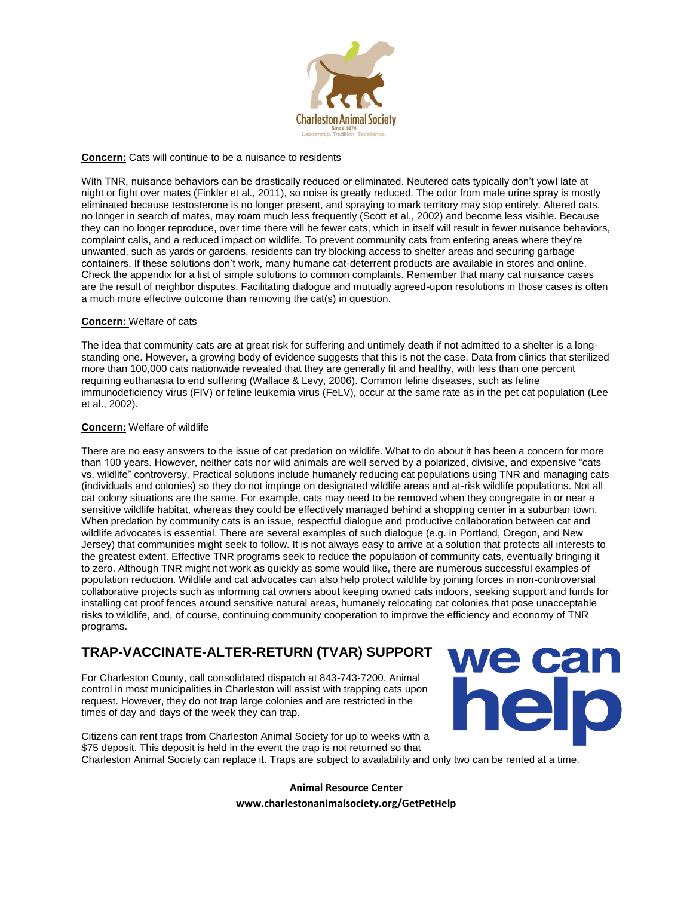**Concern:** Cats will continue to be a nuisance to residents

With TNR, nuisance behaviors can be drastically reduced or eliminated. Neutered cats typically don't yowl late at night or fight over mates (Finkler et al., 2011), so noise is greatly reduced. The odor from male urine spray is mostly eliminated because testosterone is no longer present, and spraying to mark territory may stop entirely. Altered cats, no longer in search of mates, may roam much less frequently (Scott et al., 2002) and become less visible. Because they can no longer reproduce, over time there will be fewer cats, which in itself will result in fewer nuisance behaviors, complaint calls, and a reduced impact on wildlife. To prevent community cats from entering areas where they're unwanted, such as yards or gardens, residents can try blocking access to shelter areas and securing garbage containers. If these solutions don't work, many humane cat-deterrent products are available in stores and online. Check the appendix for a list of simple solutions to common complaints. Remember that many cat nuisance cases are the result of neighbor disputes. Facilitating dialogue and mutually agreed-upon resolutions in those cases is often a much more effective outcome than removing the cat(s) in question.

**Concern:** Welfare of cats

The idea that community cats are at great risk for suffering and untimely death if not admitted to a shelter is a long-standing one. However, a growing body of evidence suggests that this is not the case. Data from clinics that sterilized more than 100,000 cats nationwide revealed that they are generally fit and healthy, with less than one percent requiring euthanasia to end suffering (Wallace & Levy, 2006). Common feline diseases, such as feline immunodeficiency virus (FIV) or feline leukemia virus (FeLV), occur at the same rate as in the pet cat population (Lee et al., 2002).

**Concern:** Welfare of wildlife

There are no easy answers to the issue of cat predation on wildlife. What to do about it has been a concern for more than 100 years. However, neither cats nor wild animals are well served by a polarized, divisive, and expensive "cats vs. wildlife" controversy. Practical solutions include humanely reducing cat populations using TNR and managing cats (individuals and colonies) so they do not impinge on designated wildlife areas and at-risk wildlife populations. Not all cat colony situations are the same. For example, cats may need to be removed when they congregate in or near a sensitive wildlife habitat, whereas they could be effectively managed behind a shopping center in a suburban town. When predation by community cats is an issue, respectful dialogue and productive collaboration between cat and wildlife advocates is essential. There are several examples of such dialogue (e.g. in Portland, Oregon, and New Jersey) that communities might seek to follow. It is not always easy to arrive at a solution that protects all interests to the greatest extent. Effective TNR programs seek to reduce the population of community cats, eventually bringing it to zero. Although TNR might not work as quickly as some would like, there are numerous successful examples of population reduction. Wildlife and cat advocates can also help protect wildlife by joining forces in non-controversial collaborative projects such as informing cat owners about keeping owned cats indoors, seeking support and funds for installing cat proof fences around sensitive natural areas, humanely relocating cat colonies that pose unacceptable risks to wildlife, and, of course, continuing community cooperation to improve the efficiency and economy of TNR programs.

## TRAP-VACCINATE-ALTER-RETURN (TVAR) SUPPORT

**we can help**

For Charleston County, call consolidated dispatch at 843-743-7200. Animal control in most municipalities in Charleston will assist with trapping cats upon request. However, they do not trap large colonies and are restricted in the times of day and days of the week they can trap.

Citizens can rent traps from Charleston Animal Society for up to weeks with a $75 deposit. This deposit is held in the event the trap is not returned so that Charleston Animal Society can replace it. Traps are subject to availability and only two can be rented at a time.

**Animal Resource Center**
**www.charlestonanimalsociety.org/GetPetHelp**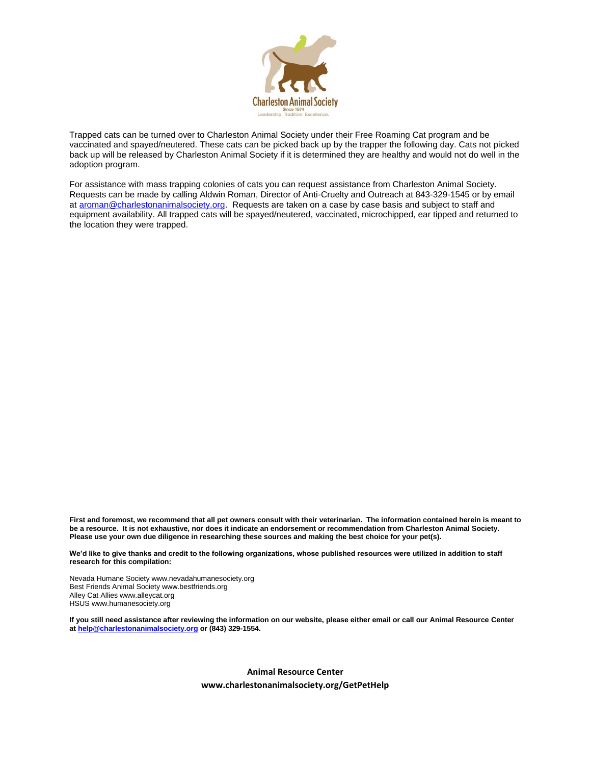Trapped cats can be turned over to Charleston Animal Society under their Free Roaming Cat program and be vaccinated and spayed/neutered. These cats can be picked back up by the trapper the following day. Cats not picked back up will be released by Charleston Animal Society if it is determined they are healthy and would not do well in the adoption program.

For assistance with mass trapping colonies of cats you can request assistance from Charleston Animal Society. Requests can be made by calling Aldwin Roman, Director of Anti-Cruelty and Outreach at 843-329-1545 or by email at aroman@charlestonanimalsociety.org. Requests are taken on a case by case basis and subject to staff and equipment availability. All trapped cats will be spayed/neutered, vaccinated, microchipped, ear tipped and returned to the location they were trapped.

**First and foremost, we recommend that all pet owners consult with their veterinarian. The information contained herein is meant to be a resource. It is not exhaustive, nor does it indicate an endorsement or recommendation from Charleston Animal Society. Please use your own due diligence in researching these sources and making the best choice for your pet(s).**

**We'd like to give thanks and credit to the following organizations, whose published resources were utilized in addition to staff research for this compilation:**

Nevada Humane Society www.nevadahumanesociety.org
Best Friends Animal Society www.bestfriends.org
Alley Cat Allies www.alleycat.org
HSUS www.humanesociety.org

**If you still need assistance after reviewing the information on our website, please either email or call our Animal Resource Center at help@charlestonanimalsociety.org or (843) 329-1554.**

**Animal Resource Center**
**www.charlestonanimalsociety.org/GetPetHelp**